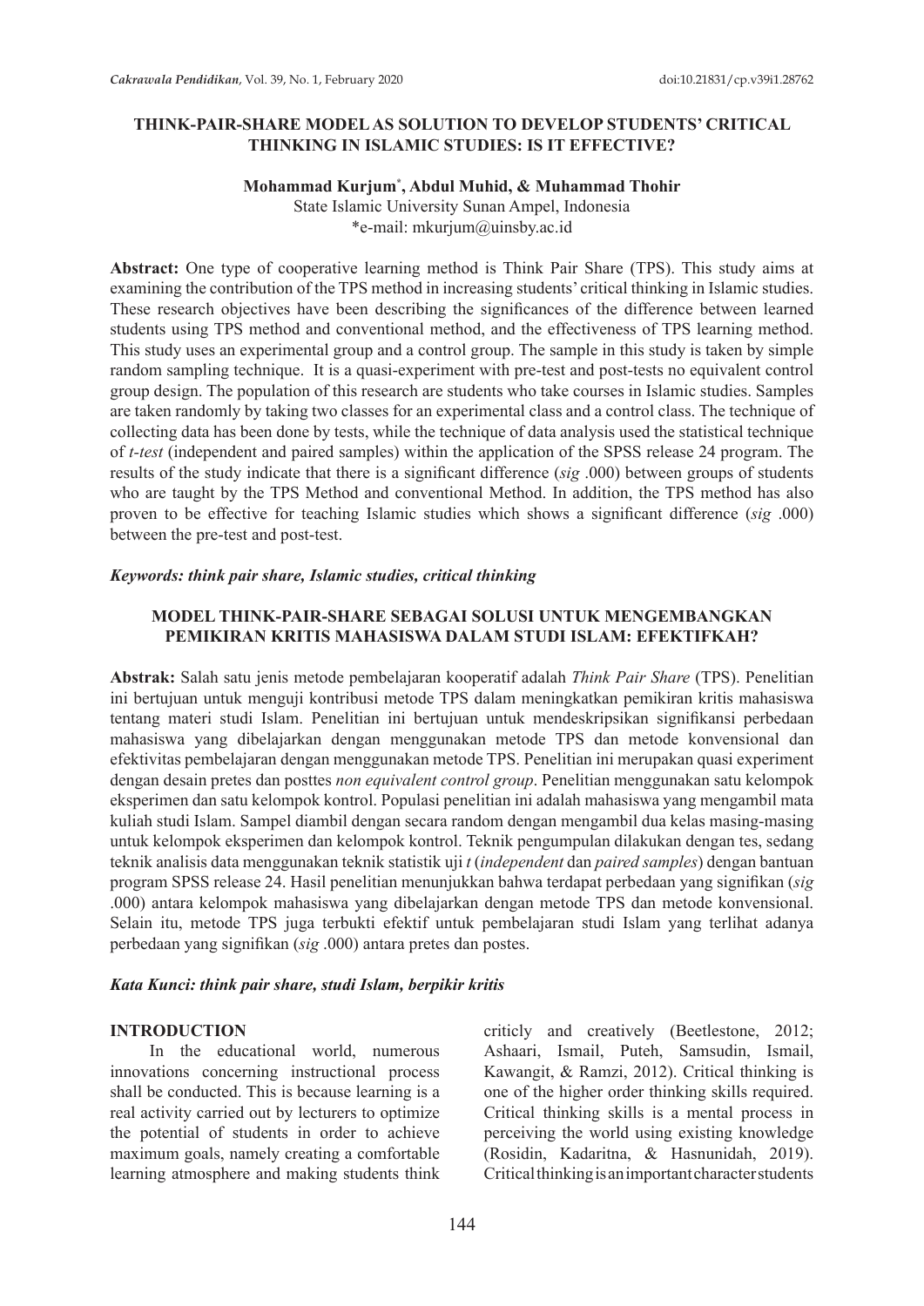# THINK-PAIR-SHARE MODEL AS SOLUTION TO DEVELOP STUDENTS' CRITICAL THINKING IN ISLAMIC STUDIES: IS IT EFFECTIVE?

**Mohammad Kurjum*, Abdul Muhid, & Muhammad Thohir**

State Islamic University Sunan Ampel, Indonesia

*e-mail: mkurjum@uinsby.ac.id

**Abstract:** One type of cooperative learning method is Think Pair Share (TPS). This study aims at examining the contribution of the TPS method in increasing students' critical thinking in Islamic studies. These research objectives have been describing the significances of the difference between learned students using TPS method and conventional method, and the effectiveness of TPS learning method. This study uses an experimental group and a control group. The sample in this study is taken by simple random sampling technique. It is a quasi-experiment with pre-test and post-tests no equivalent control group design. The population of this research are students who take courses in Islamic studies. Samples are taken randomly by taking two classes for an experimental class and a control class. The technique of collecting data has been done by tests, while the technique of data analysis used the statistical technique of *t-test* (independent and paired samples) within the application of the SPSS release 24 program. The results of the study indicate that there is a significant difference (*sig* .000) between groups of students who are taught by the TPS Method and conventional Method. In addition, the TPS method has also proven to be effective for teaching Islamic studies which shows a significant difference (*sig* .000) between the pre-test and post-test.

***Keywords: think pair share, Islamic studies, critical thinking***

# MODEL THINK-PAIR-SHARE SEBAGAI SOLUSI UNTUK MENGEMBANGKAN PEMIKIRAN KRITIS MAHASISWA DALAM STUDI ISLAM: EFEKTIFKAH?

**Abstrak:** Salah satu jenis metode pembelajaran kooperatif adalah *Think Pair Share* (TPS). Penelitian ini bertujuan untuk menguji kontribusi metode TPS dalam meningkatkan pemikiran kritis mahasiswa tentang materi studi Islam. Penelitian ini bertujuan untuk mendeskripsikan signifikansi perbedaan mahasiswa yang dibelajarkan dengan menggunakan metode TPS dan metode konvensional dan efektivitas pembelajaran dengan menggunakan metode TPS. Penelitian ini merupakan quasi experiment dengan desain pretes dan posttes *non equivalent control group*. Penelitian menggunakan satu kelompok eksperimen dan satu kelompok kontrol. Populasi penelitian ini adalah mahasiswa yang mengambil mata kuliah studi Islam. Sampel diambil dengan secara random dengan mengambil dua kelas masing-masing untuk kelompok eksperimen dan kelompok kontrol. Teknik pengumpulan dilakukan dengan tes, sedang teknik analisis data menggunakan teknik statistik uji *t* (*independent* dan *paired samples*) dengan bantuan program SPSS release 24. Hasil penelitian menunjukkan bahwa terdapat perbedaan yang signifikan (*sig* .000) antara kelompok mahasiswa yang dibelajarkan dengan metode TPS dan metode konvensional. Selain itu, metode TPS juga terbukti efektif untuk pembelajaran studi Islam yang terlihat adanya perbedaan yang signifikan (*sig* .000) antara pretes dan postes.

***Kata Kunci: think pair share, studi Islam, berpikir kritis***

## INTRODUCTION

In the educational world, numerous innovations concerning instructional process shall be conducted. This is because learning is a real activity carried out by lecturers to optimize the potential of students in order to achieve maximum goals, namely creating a comfortable learning atmosphere and making students think criticly and creatively (Beetlestone, 2012; Ashaari, Ismail, Puteh, Samsudin, Ismail, Kawangit, & Ramzi, 2012). Critical thinking is one of the higher order thinking skills required. Critical thinking skills is a mental process in perceiving the world using existing knowledge (Rosidin, Kadaritna, & Hasnunidah, 2019). Critical thinking is an important character students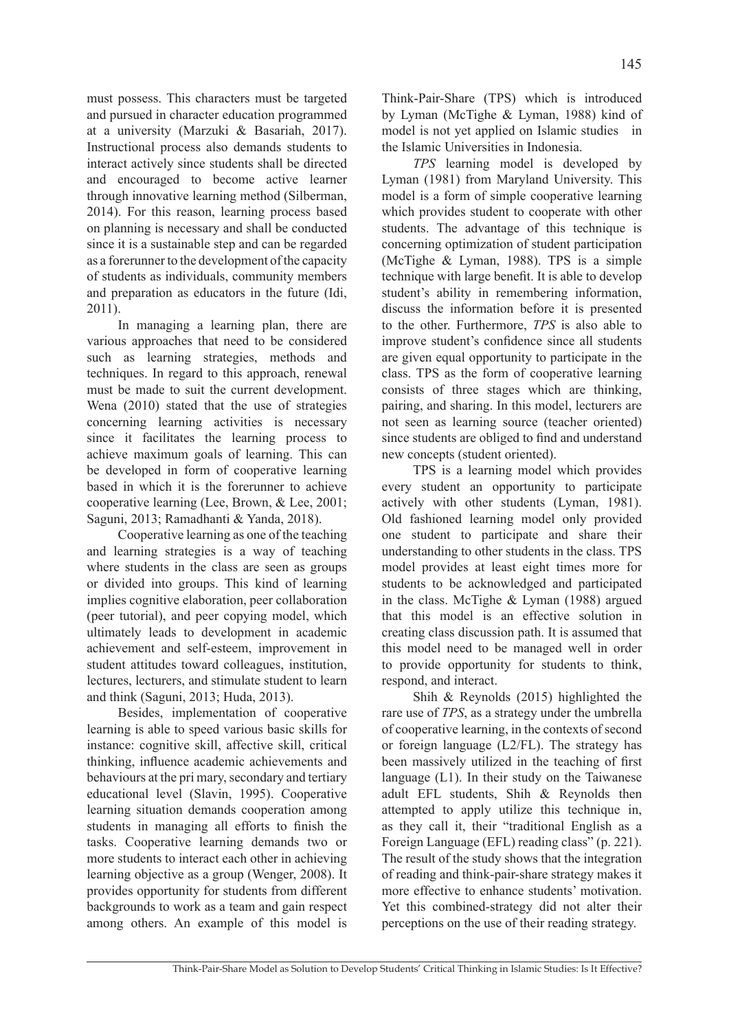must possess. This characters must be targeted and pursued in character education programmed at a university (Marzuki & Basariah, 2017). Instructional process also demands students to interact actively since students shall be directed and encouraged to become active learner through innovative learning method (Silberman, 2014). For this reason, learning process based on planning is necessary and shall be conducted since it is a sustainable step and can be regarded as a forerunner to the development of the capacity of students as individuals, community members and preparation as educators in the future (Idi, 2011).

In managing a learning plan, there are various approaches that need to be considered such as learning strategies, methods and techniques. In regard to this approach, renewal must be made to suit the current development. Wena (2010) stated that the use of strategies concerning learning activities is necessary since it facilitates the learning process to achieve maximum goals of learning. This can be developed in form of cooperative learning based in which it is the forerunner to achieve cooperative learning (Lee, Brown, & Lee, 2001; Saguni, 2013; Ramadhanti & Yanda, 2018).

Cooperative learning as one of the teaching and learning strategies is a way of teaching where students in the class are seen as groups or divided into groups. This kind of learning implies cognitive elaboration, peer collaboration (peer tutorial), and peer copying model, which ultimately leads to development in academic achievement and self-esteem, improvement in student attitudes toward colleagues, institution, lectures, lecturers, and stimulate student to learn and think (Saguni, 2013; Huda, 2013).

Besides, implementation of cooperative learning is able to speed various basic skills for instance: cognitive skill, affective skill, critical thinking, influence academic achievements and behaviours at the pri mary, secondary and tertiary educational level (Slavin, 1995). Cooperative learning situation demands cooperation among students in managing all efforts to finish the tasks. Cooperative learning demands two or more students to interact each other in achieving learning objective as a group (Wenger, 2008). It provides opportunity for students from different backgrounds to work as a team and gain respect among others. An example of this model is Think-Pair-Share (TPS) which is introduced by Lyman (McTighe & Lyman, 1988) kind of model is not yet applied on Islamic studies in the Islamic Universities in Indonesia.

*TPS* learning model is developed by Lyman (1981) from Maryland University. This model is a form of simple cooperative learning which provides student to cooperate with other students. The advantage of this technique is concerning optimization of student participation (McTighe & Lyman, 1988). TPS is a simple technique with large benefit. It is able to develop student's ability in remembering information, discuss the information before it is presented to the other. Furthermore, *TPS* is also able to improve student's confidence since all students are given equal opportunity to participate in the class. TPS as the form of cooperative learning consists of three stages which are thinking, pairing, and sharing. In this model, lecturers are not seen as learning source (teacher oriented) since students are obliged to find and understand new concepts (student oriented).

TPS is a learning model which provides every student an opportunity to participate actively with other students (Lyman, 1981). Old fashioned learning model only provided one student to participate and share their understanding to other students in the class. TPS model provides at least eight times more for students to be acknowledged and participated in the class. McTighe & Lyman (1988) argued that this model is an effective solution in creating class discussion path. It is assumed that this model need to be managed well in order to provide opportunity for students to think, respond, and interact.

Shih & Reynolds (2015) highlighted the rare use of *TPS*, as a strategy under the umbrella of cooperative learning, in the contexts of second or foreign language (L2/FL). The strategy has been massively utilized in the teaching of first language (L1). In their study on the Taiwanese adult EFL students, Shih & Reynolds then attempted to apply utilize this technique in, as they call it, their "traditional English as a Foreign Language (EFL) reading class" (p. 221). The result of the study shows that the integration of reading and think-pair-share strategy makes it more effective to enhance students' motivation. Yet this combined-strategy did not alter their perceptions on the use of their reading strategy.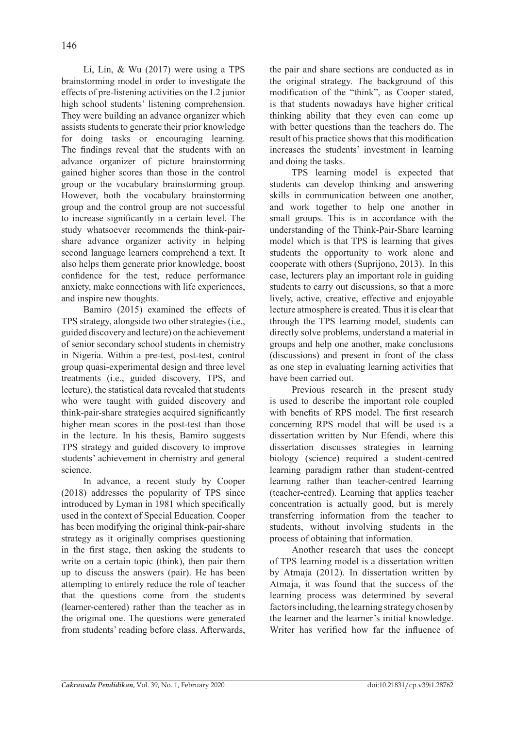Li, Lin, & Wu (2017) were using a TPS brainstorming model in order to investigate the effects of pre-listening activities on the L2 junior high school students' listening comprehension. They were building an advance organizer which assists students to generate their prior knowledge for doing tasks or encouraging learning. The findings reveal that the students with an advance organizer of picture brainstorming gained higher scores than those in the control group or the vocabulary brainstorming group. However, both the vocabulary brainstorming group and the control group are not successful to increase significantly in a certain level. The study whatsoever recommends the think-pair-share advance organizer activity in helping second language learners comprehend a text. It also helps them generate prior knowledge, boost confidence for the test, reduce performance anxiety, make connections with life experiences, and inspire new thoughts.

Bamiro (2015) examined the effects of TPS strategy, alongside two other strategies (i.e., guided discovery and lecture) on the achievement of senior secondary school students in chemistry in Nigeria. Within a pre-test, post-test, control group quasi-experimental design and three level treatments (i.e., guided discovery, TPS, and lecture), the statistical data revealed that students who were taught with guided discovery and think-pair-share strategies acquired significantly higher mean scores in the post-test than those in the lecture. In his thesis, Bamiro suggests TPS strategy and guided discovery to improve students' achievement in chemistry and general science.

In advance, a recent study by Cooper (2018) addresses the popularity of TPS since introduced by Lyman in 1981 which specifically used in the context of Special Education. Cooper has been modifying the original think-pair-share strategy as it originally comprises questioning in the first stage, then asking the students to write on a certain topic (think), then pair them up to discuss the answers (pair). He has been attempting to entirely reduce the role of teacher that the questions come from the students (learner-centered) rather than the teacher as in the original one. The questions were generated from students' reading before class. Afterwards, the pair and share sections are conducted as in the original strategy. The background of this modification of the "think", as Cooper stated, is that students nowadays have higher critical thinking ability that they even can come up with better questions than the teachers do. The result of his practice shows that this modification increases the students' investment in learning and doing the tasks.

TPS learning model is expected that students can develop thinking and answering skills in communication between one another, and work together to help one another in small groups. This is in accordance with the understanding of the Think-Pair-Share learning model which is that TPS is learning that gives students the opportunity to work alone and cooperate with others (Suprijono, 2013). In this case, lecturers play an important role in guiding students to carry out discussions, so that a more lively, active, creative, effective and enjoyable lecture atmosphere is created. Thus it is clear that through the TPS learning model, students can directly solve problems, understand a material in groups and help one another, make conclusions (discussions) and present in front of the class as one step in evaluating learning activities that have been carried out.

Previous research in the present study is used to describe the important role coupled with benefits of RPS model. The first research concerning RPS model that will be used is a dissertation written by Nur Efendi, where this dissertation discusses strategies in learning biology (science) required a student-centred learning paradigm rather than student-centred learning rather than teacher-centred learning (teacher-centred). Learning that applies teacher concentration is actually good, but is merely transferring information from the teacher to students, without involving students in the process of obtaining that information.

Another research that uses the concept of TPS learning model is a dissertation written by Atmaja (2012). In dissertation written by Atmaja, it was found that the success of the learning process was determined by several factors including, the learning strategy chosen by the learner and the learner's initial knowledge. Writer has verified how far the influence of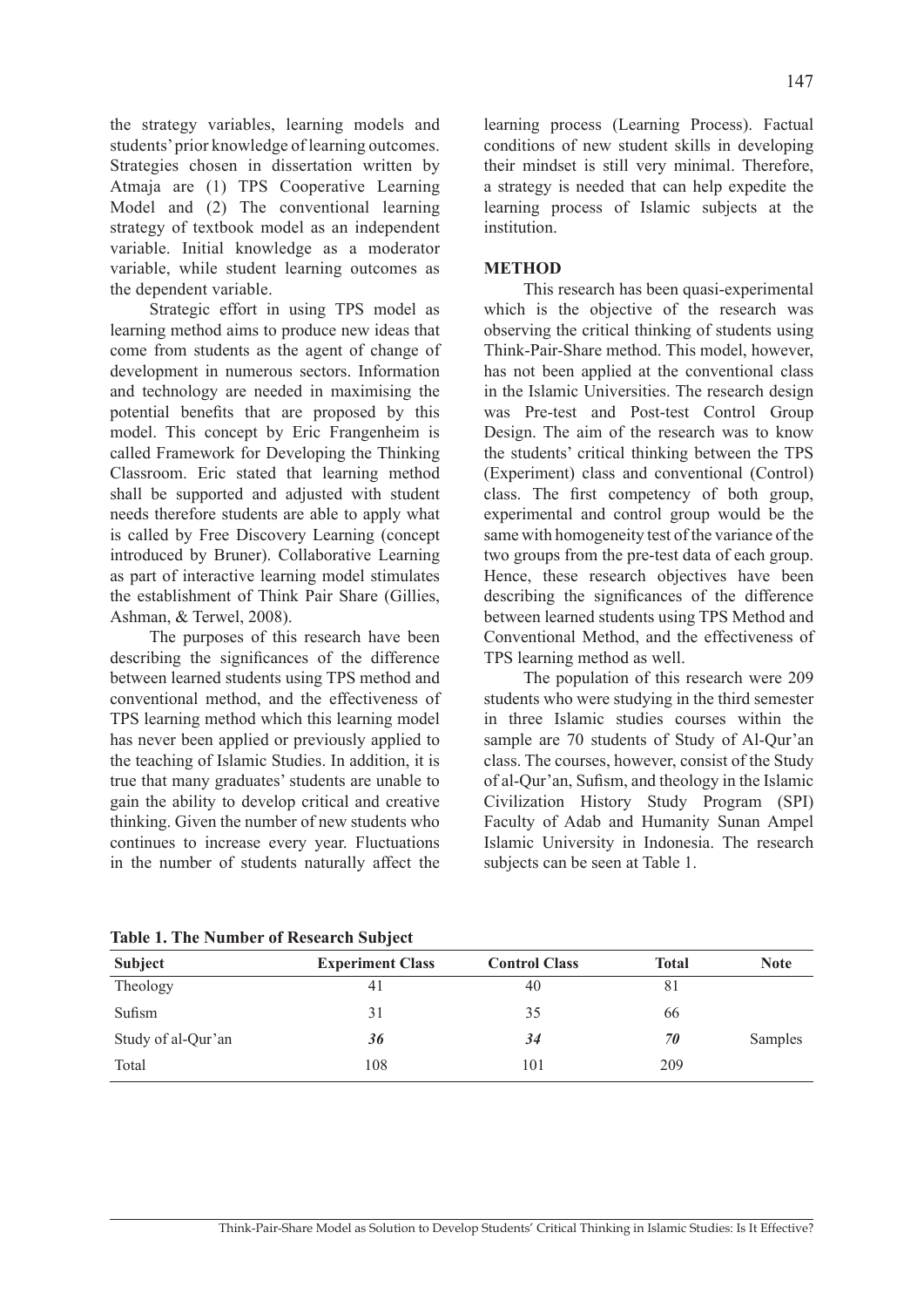the strategy variables, learning models and students' prior knowledge of learning outcomes. Strategies chosen in dissertation written by Atmaja are (1) TPS Cooperative Learning Model and (2) The conventional learning strategy of textbook model as an independent variable. Initial knowledge as a moderator variable, while student learning outcomes as the dependent variable.

Strategic effort in using TPS model as learning method aims to produce new ideas that come from students as the agent of change of development in numerous sectors. Information and technology are needed in maximising the potential benefits that are proposed by this model. This concept by Eric Frangenheim is called Framework for Developing the Thinking Classroom. Eric stated that learning method shall be supported and adjusted with student needs therefore students are able to apply what is called by Free Discovery Learning (concept introduced by Bruner). Collaborative Learning as part of interactive learning model stimulates the establishment of Think Pair Share (Gillies, Ashman, & Terwel, 2008).

The purposes of this research have been describing the significances of the difference between learned students using TPS method and conventional method, and the effectiveness of TPS learning method which this learning model has never been applied or previously applied to the teaching of Islamic Studies. In addition, it is true that many graduates' students are unable to gain the ability to develop critical and creative thinking. Given the number of new students who continues to increase every year. Fluctuations in the number of students naturally affect the learning process (Learning Process). Factual conditions of new student skills in developing their mindset is still very minimal. Therefore, a strategy is needed that can help expedite the learning process of Islamic subjects at the institution.

## METHOD

This research has been quasi-experimental which is the objective of the research was observing the critical thinking of students using Think-Pair-Share method. This model, however, has not been applied at the conventional class in the Islamic Universities. The research design was Pre-test and Post-test Control Group Design. The aim of the research was to know the students' critical thinking between the TPS (Experiment) class and conventional (Control) class. The first competency of both group, experimental and control group would be the same with homogeneity test of the variance of the two groups from the pre-test data of each group. Hence, these research objectives have been describing the significances of the difference between learned students using TPS Method and Conventional Method, and the effectiveness of TPS learning method as well.

The population of this research were 209 students who were studying in the third semester in three Islamic studies courses within the sample are 70 students of Study of Al-Qur'an class. The courses, however, consist of the Study of al-Qur'an, Sufism, and theology in the Islamic Civilization History Study Program (SPI) Faculty of Adab and Humanity Sunan Ampel Islamic University in Indonesia. The research subjects can be seen at Table 1.

**Table 1. The Number of Research Subject**

| Subject | Experiment Class | Control Class | Total | Note |
|---|---|---|---|---|
| Theology | 41 | 40 | 81 | |
| Sufism | 31 | 35 | 66 | |
| Study of al-Qur'an | ***36*** | ***34*** | ***70*** | Samples |
| Total | 108 | 101 | 209 | |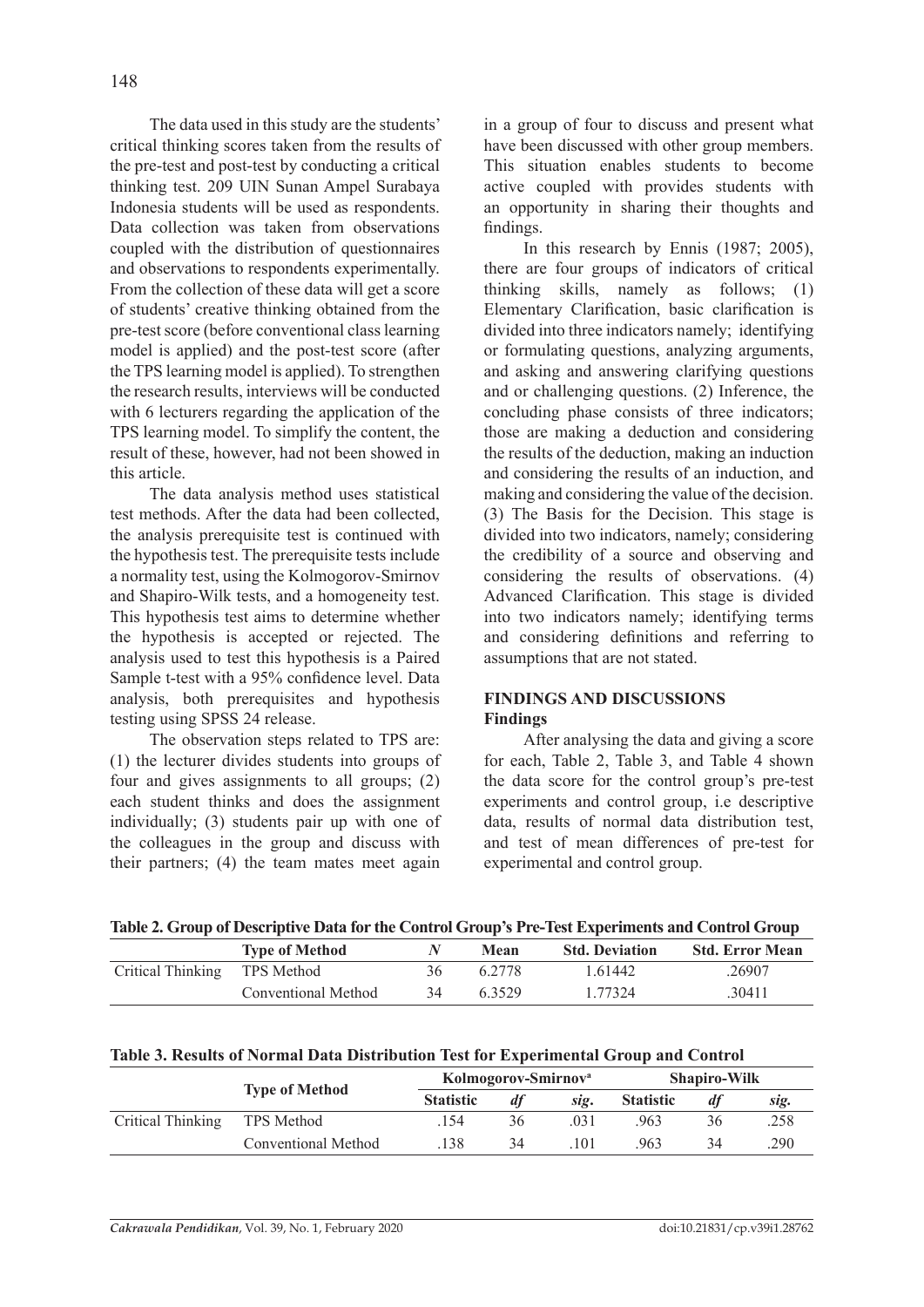The data used in this study are the students' critical thinking scores taken from the results of the pre-test and post-test by conducting a critical thinking test. 209 UIN Sunan Ampel Surabaya Indonesia students will be used as respondents. Data collection was taken from observations coupled with the distribution of questionnaires and observations to respondents experimentally. From the collection of these data will get a score of students' creative thinking obtained from the pre-test score (before conventional class learning model is applied) and the post-test score (after the TPS learning model is applied). To strengthen the research results, interviews will be conducted with 6 lecturers regarding the application of the TPS learning model. To simplify the content, the result of these, however, had not been showed in this article.

The data analysis method uses statistical test methods. After the data had been collected, the analysis prerequisite test is continued with the hypothesis test. The prerequisite tests include a normality test, using the Kolmogorov-Smirnov and Shapiro-Wilk tests, and a homogeneity test. This hypothesis test aims to determine whether the hypothesis is accepted or rejected. The analysis used to test this hypothesis is a Paired Sample t-test with a 95% confidence level. Data analysis, both prerequisites and hypothesis testing using SPSS 24 release.

The observation steps related to TPS are: (1) the lecturer divides students into groups of four and gives assignments to all groups; (2) each student thinks and does the assignment individually; (3) students pair up with one of the colleagues in the group and discuss with their partners; (4) the team mates meet again in a group of four to discuss and present what have been discussed with other group members. This situation enables students to become active coupled with provides students with an opportunity in sharing their thoughts and findings.

In this research by Ennis (1987; 2005), there are four groups of indicators of critical thinking skills, namely as follows; (1) Elementary Clarification, basic clarification is divided into three indicators namely; identifying or formulating questions, analyzing arguments, and asking and answering clarifying questions and or challenging questions. (2) Inference, the concluding phase consists of three indicators; those are making a deduction and considering the results of the deduction, making an induction and considering the results of an induction, and making and considering the value of the decision. (3) The Basis for the Decision. This stage is divided into two indicators, namely; considering the credibility of a source and observing and considering the results of observations. (4) Advanced Clarification. This stage is divided into two indicators namely; identifying terms and considering definitions and referring to assumptions that are not stated.

## FINDINGS AND DISCUSSIONS

### Findings

After analysing the data and giving a score for each, Table 2, Table 3, and Table 4 shown the data score for the control group's pre-test experiments and control group, i.e descriptive data, results of normal data distribution test, and test of mean differences of pre-test for experimental and control group.

**Table 2. Group of Descriptive Data for the Control Group's Pre-Test Experiments and Control Group**

| | Type of Method | *N* | Mean | Std. Deviation | Std. Error Mean |
|---|---|---|---|---|---|
| Critical Thinking | TPS Method | 36 | 6.2778 | 1.61442 | .26907 |
| | Conventional Method | 34 | 6.3529 | 1.77324 | .30411 |

**Table 3. Results of Normal Data Distribution Test for Experimental Group and Control**

| | Type of Method | Kolmogorov-Smirnov[a] | | | Shapiro-Wilk | | |
|---|---|---|---|---|---|---|---|
| | | Statistic | *df* | *sig.* | Statistic | *df* | *sig.* |
| Critical Thinking | TPS Method | .154 | 36 | .031 | .963 | 36 | .258 |
| | Conventional Method | .138 | 34 | .101 | .963 | 34 | .290 |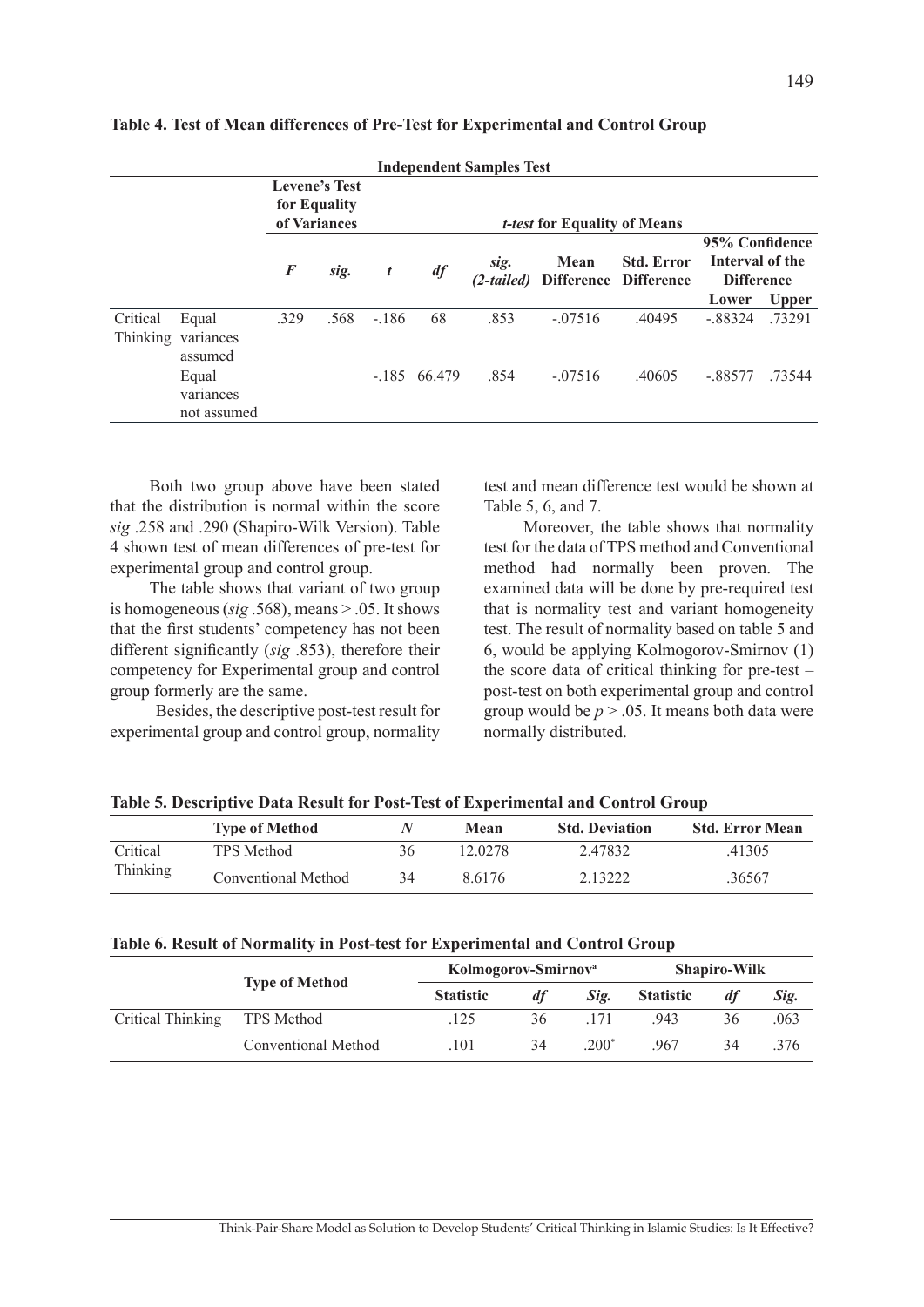**Table 4. Test of Mean differences of Pre-Test for Experimental and Control Group**

| Independent Samples Test | | | | | | | | | | |
|---|---|---|---|---|---|---|---|---|---|---|
| | | Levene's Test for Equality of Variances | | *t-test* for Equality of Means | | | | | | |
| | | *F* | *sig.* | *t* | *df* | *sig.* *(2-tailed)* | Mean Difference | Std. Error Difference | 95% Confidence Interval of the Difference | |
| | | | | | | | | | Lower | Upper |
| Critical Thinking | Equal variances assumed | .329 | .568 | -.186 | 68 | .853 | -.07516 | .40495 | -.88324 | .73291 |
| | Equal variances not assumed | | | -.185 | 66.479 | .854 | -.07516 | .40605 | -.88577 | .73544 |

Both two group above have been stated that the distribution is normal within the score *sig* .258 and .290 (Shapiro-Wilk Version). Table 4 shown test of mean differences of pre-test for experimental group and control group.

The table shows that variant of two group is homogeneous (*sig* .568), means > .05. It shows that the first students' competency has not been different significantly (*sig* .853), therefore their competency for Experimental group and control group formerly are the same.

Besides, the descriptive post-test result for experimental group and control group, normality test and mean difference test would be shown at Table 5, 6, and 7.

Moreover, the table shows that normality test for the data of TPS method and Conventional method had normally been proven. The examined data will be done by pre-required test that is normality test and variant homogeneity test. The result of normality based on table 5 and 6, would be applying Kolmogorov-Smirnov (1) the score data of critical thinking for pre-test – post-test on both experimental group and control group would be $p > .05$. It means both data were normally distributed.

**Table 5. Descriptive Data Result for Post-Test of Experimental and Control Group**

| | Type of Method | *N* | Mean | Std. Deviation | Std. Error Mean |
|---|---|---|---|---|---|
| Critical Thinking | TPS Method | 36 | 12.0278 | 2.47832 | .41305 |
| | Conventional Method | 34 | 8.6176 | 2.13222 | .36567 |

**Table 6. Result of Normality in Post-test for Experimental and Control Group**

| | Type of Method | Kolmogorov-Smirnov[a] | | | Shapiro-Wilk | | |
|---|---|---|---|---|---|---|---|
| | | Statistic | *df* | *Sig.* | Statistic | *df* | *Sig.* |
| Critical Thinking | TPS Method | .125 | 36 | .171 | .943 | 36 | .063 |
| | Conventional Method | .101 | 34 | .200* | .967 | 34 | .376 |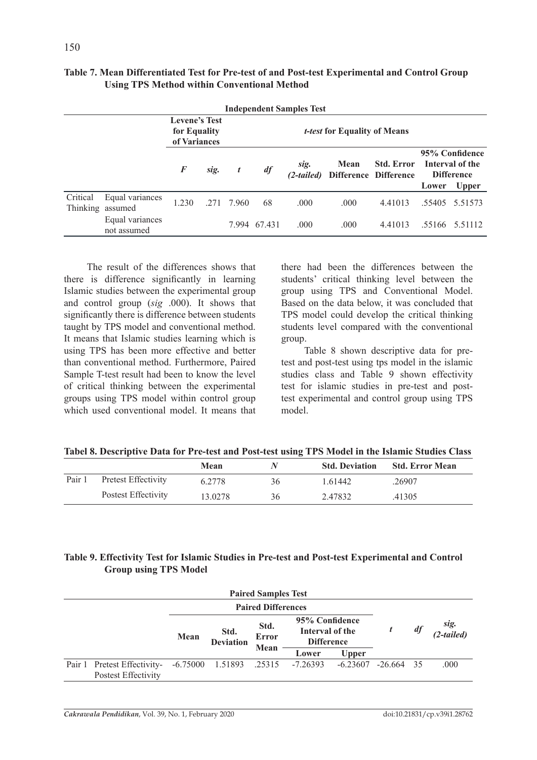**Table 7. Mean Differentiated Test for Pre-test of and Post-test Experimental and Control Group Using TPS Method within Conventional Method**

| Independent Samples Test | | | | | | | | | | |
|---|---|---|---|---|---|---|---|---|---|---|
| | | Levene's Test for Equality of Variances | | *t-test* for Equality of Means | | | | | | |
| | | *F* | *sig.* | *t* | *df* | *sig. (2-tailed)* | Mean Difference | Std. Error Difference | 95% Confidence Interval of the Difference | |
| | | | | | | | | | Lower | Upper |
| Critical Thinking | Equal variances assumed | 1.230 | .271 | 7.960 | 68 | .000 | .000 | 4.41013 | .55405 | 5.51573 |
| | Equal variances not assumed | | | 7.994 | 67.431 | .000 | .000 | 4.41013 | .55166 | 5.51112 |

The result of the differences shows that there is difference significantly in learning Islamic studies between the experimental group and control group (*sig* .000). It shows that significantly there is difference between students taught by TPS model and conventional method. It means that Islamic studies learning which is using TPS has been more effective and better than conventional method. Furthermore, Paired Sample T-test result had been to know the level of critical thinking between the experimental groups using TPS model within control group which used conventional model. It means that there had been the differences between the students' critical thinking level between the group using TPS and Conventional Model. Based on the data below, it was concluded that TPS model could develop the critical thinking students level compared with the conventional group.

Table 8 shown descriptive data for pre-test and post-test using tps model in the islamic studies class and Table 9 shown effectivity test for islamic studies in pre-test and post-test experimental and control group using TPS model.

**Tabel 8. Descriptive Data for Pre-test and Post-test using TPS Model in the Islamic Studies Class**

| | | Mean | *N* | Std. Deviation | Std. Error Mean |
|---|---|---|---|---|---|
| Pair 1 | Pretest Effectivity | 6.2778 | 36 | 1.61442 | .26907 |
| | Postest Effectivity | 13.0278 | 36 | 2.47832 | .41305 |

**Table 9. Effectivity Test for Islamic Studies in Pre-test and Post-test Experimental and Control Group using TPS Model**

| Paired Samples Test | | | | | | | | | |
|---|---|---|---|---|---|---|---|---|---|
| | | Paired Differences | | | | | | | |
| | | Mean | Std. Deviation | Std. Error Mean | 95% Confidence Interval of the Difference | | *t* | *df* | *sig. (2-tailed)* |
| | | | | | Lower | Upper | | | |
| Pair 1 | Pretest Effectivity- Postest Effectivity | -6.75000 | 1.51893 | .25315 | -7.26393 | -6.23607 | -26.664 | 35 | .000 |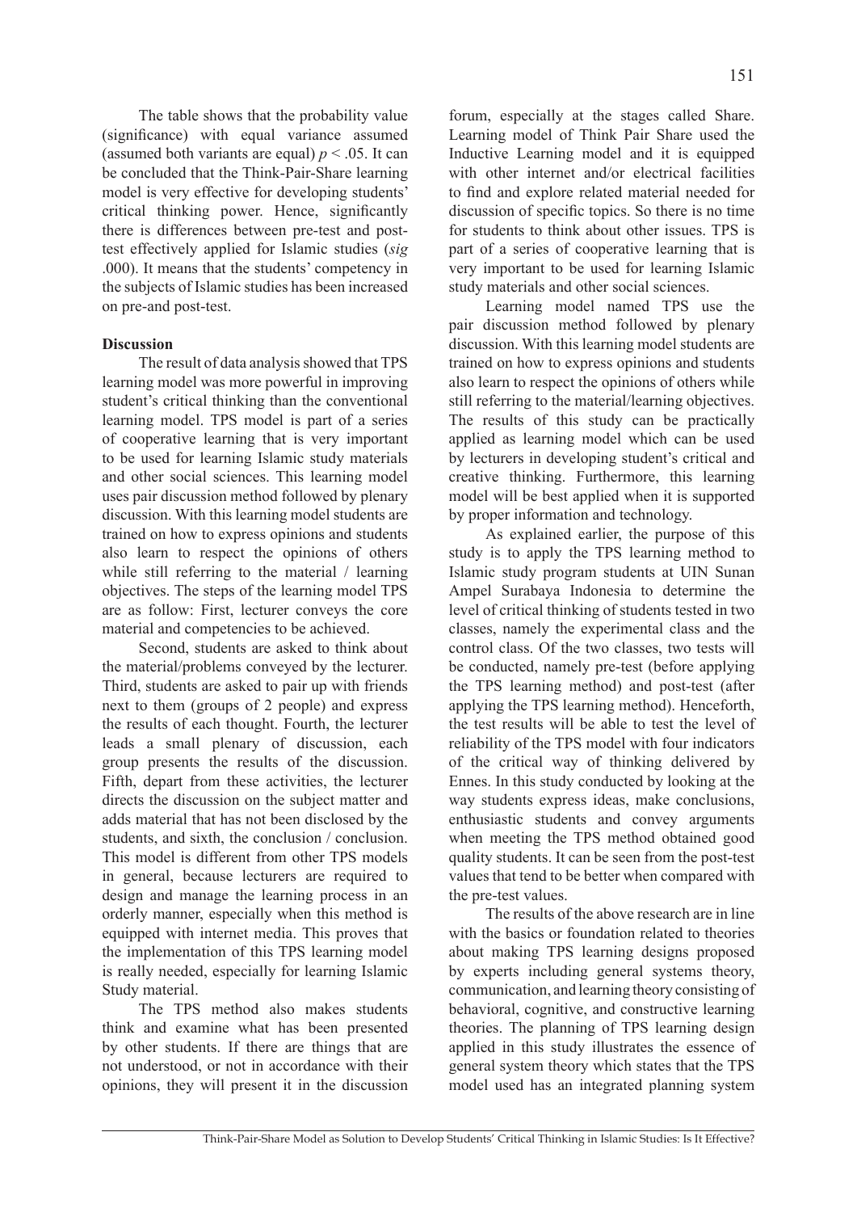The table shows that the probability value (significance) with equal variance assumed (assumed both variants are equal) $p < .05$. It can be concluded that the Think-Pair-Share learning model is very effective for developing students' critical thinking power. Hence, significantly there is differences between pre-test and post-test effectively applied for Islamic studies (*sig* .000). It means that the students' competency in the subjects of Islamic studies has been increased on pre-and post-test.

**Discussion**

The result of data analysis showed that TPS learning model was more powerful in improving student's critical thinking than the conventional learning model. TPS model is part of a series of cooperative learning that is very important to be used for learning Islamic study materials and other social sciences. This learning model uses pair discussion method followed by plenary discussion. With this learning model students are trained on how to express opinions and students also learn to respect the opinions of others while still referring to the material / learning objectives. The steps of the learning model TPS are as follow: First, lecturer conveys the core material and competencies to be achieved.

Second, students are asked to think about the material/problems conveyed by the lecturer. Third, students are asked to pair up with friends next to them (groups of 2 people) and express the results of each thought. Fourth, the lecturer leads a small plenary of discussion, each group presents the results of the discussion. Fifth, depart from these activities, the lecturer directs the discussion on the subject matter and adds material that has not been disclosed by the students, and sixth, the conclusion / conclusion. This model is different from other TPS models in general, because lecturers are required to design and manage the learning process in an orderly manner, especially when this method is equipped with internet media. This proves that the implementation of this TPS learning model is really needed, especially for learning Islamic Study material.

The TPS method also makes students think and examine what has been presented by other students. If there are things that are not understood, or not in accordance with their opinions, they will present it in the discussion forum, especially at the stages called Share. Learning model of Think Pair Share used the Inductive Learning model and it is equipped with other internet and/or electrical facilities to find and explore related material needed for discussion of specific topics. So there is no time for students to think about other issues. TPS is part of a series of cooperative learning that is very important to be used for learning Islamic study materials and other social sciences.

Learning model named TPS use the pair discussion method followed by plenary discussion. With this learning model students are trained on how to express opinions and students also learn to respect the opinions of others while still referring to the material/learning objectives. The results of this study can be practically applied as learning model which can be used by lecturers in developing student's critical and creative thinking. Furthermore, this learning model will be best applied when it is supported by proper information and technology.

As explained earlier, the purpose of this study is to apply the TPS learning method to Islamic study program students at UIN Sunan Ampel Surabaya Indonesia to determine the level of critical thinking of students tested in two classes, namely the experimental class and the control class. Of the two classes, two tests will be conducted, namely pre-test (before applying the TPS learning method) and post-test (after applying the TPS learning method). Henceforth, the test results will be able to test the level of reliability of the TPS model with four indicators of the critical way of thinking delivered by Ennes. In this study conducted by looking at the way students express ideas, make conclusions, enthusiastic students and convey arguments when meeting the TPS method obtained good quality students. It can be seen from the post-test values that tend to be better when compared with the pre-test values.

The results of the above research are in line with the basics or foundation related to theories about making TPS learning designs proposed by experts including general systems theory, communication, and learning theory consisting of behavioral, cognitive, and constructive learning theories. The planning of TPS learning design applied in this study illustrates the essence of general system theory which states that the TPS model used has an integrated planning system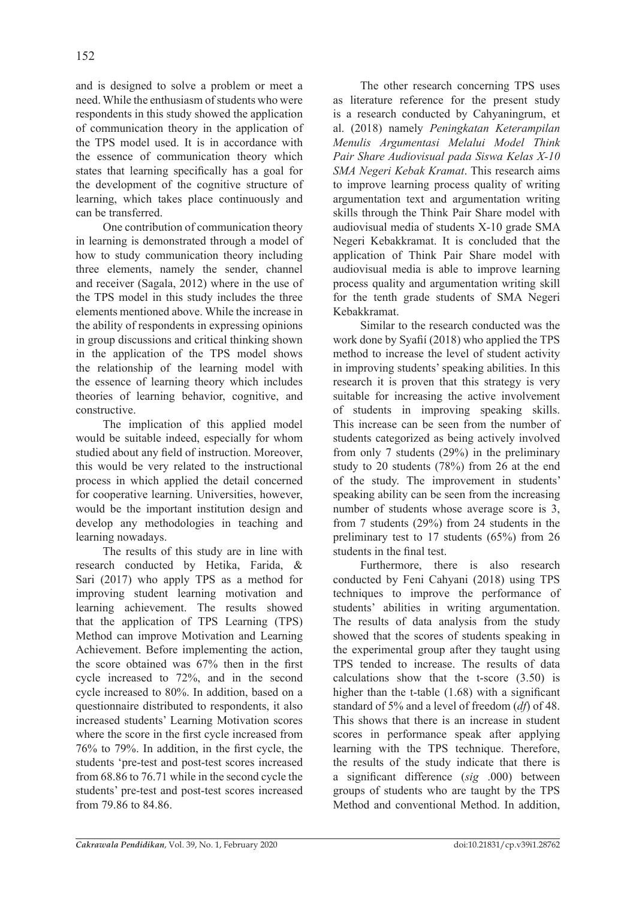and is designed to solve a problem or meet a need. While the enthusiasm of students who were respondents in this study showed the application of communication theory in the application of the TPS model used. It is in accordance with the essence of communication theory which states that learning specifically has a goal for the development of the cognitive structure of learning, which takes place continuously and can be transferred.

One contribution of communication theory in learning is demonstrated through a model of how to study communication theory including three elements, namely the sender, channel and receiver (Sagala, 2012) where in the use of the TPS model in this study includes the three elements mentioned above. While the increase in the ability of respondents in expressing opinions in group discussions and critical thinking shown in the application of the TPS model shows the relationship of the learning model with the essence of learning theory which includes theories of learning behavior, cognitive, and constructive.

The implication of this applied model would be suitable indeed, especially for whom studied about any field of instruction. Moreover, this would be very related to the instructional process in which applied the detail concerned for cooperative learning. Universities, however, would be the important institution design and develop any methodologies in teaching and learning nowadays.

The results of this study are in line with research conducted by Hetika, Farida, & Sari (2017) who apply TPS as a method for improving student learning motivation and learning achievement. The results showed that the application of TPS Learning (TPS) Method can improve Motivation and Learning Achievement. Before implementing the action, the score obtained was 67% then in the first cycle increased to 72%, and in the second cycle increased to 80%. In addition, based on a questionnaire distributed to respondents, it also increased students' Learning Motivation scores where the score in the first cycle increased from 76% to 79%. In addition, in the first cycle, the students 'pre-test and post-test scores increased from 68.86 to 76.71 while in the second cycle the students' pre-test and post-test scores increased from 79.86 to 84.86.

The other research concerning TPS uses as literature reference for the present study is a research conducted by Cahyaningrum, et al. (2018) namely *Peningkatan Keterampilan Menulis Argumentasi Melalui Model Think Pair Share Audiovisual pada Siswa Kelas X-10 SMA Negeri Kebak Kramat*. This research aims to improve learning process quality of writing argumentation text and argumentation writing skills through the Think Pair Share model with audiovisual media of students X-10 grade SMA Negeri Kebakkramat. It is concluded that the application of Think Pair Share model with audiovisual media is able to improve learning process quality and argumentation writing skill for the tenth grade students of SMA Negeri Kebakkramat.

Similar to the research conducted was the work done by Syafií (2018) who applied the TPS method to increase the level of student activity in improving students' speaking abilities. In this research it is proven that this strategy is very suitable for increasing the active involvement of students in improving speaking skills. This increase can be seen from the number of students categorized as being actively involved from only 7 students (29%) in the preliminary study to 20 students (78%) from 26 at the end of the study. The improvement in students' speaking ability can be seen from the increasing number of students whose average score is 3, from 7 students (29%) from 24 students in the preliminary test to 17 students (65%) from 26 students in the final test.

Furthermore, there is also research conducted by Feni Cahyani (2018) using TPS techniques to improve the performance of students' abilities in writing argumentation. The results of data analysis from the study showed that the scores of students speaking in the experimental group after they taught using TPS tended to increase. The results of data calculations show that the t-score (3.50) is higher than the t-table (1.68) with a significant standard of 5% and a level of freedom (*df*) of 48. This shows that there is an increase in student scores in performance speak after applying learning with the TPS technique. Therefore, the results of the study indicate that there is a significant difference (*sig* .000) between groups of students who are taught by the TPS Method and conventional Method. In addition,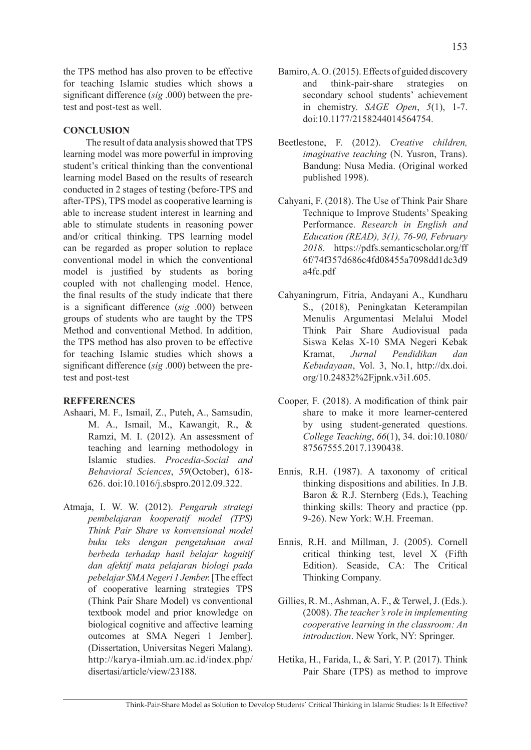the TPS method has also proven to be effective for teaching Islamic studies which shows a significant difference (*sig* .000) between the pre-test and post-test as well.

## CONCLUSION

The result of data analysis showed that TPS learning model was more powerful in improving student's critical thinking than the conventional learning model Based on the results of research conducted in 2 stages of testing (before-TPS and after-TPS), TPS model as cooperative learning is able to increase student interest in learning and able to stimulate students in reasoning power and/or critical thinking. TPS learning model can be regarded as proper solution to replace conventional model in which the conventional model is justified by students as boring coupled with not challenging model. Hence, the final results of the study indicate that there is a significant difference (*sig* .000) between groups of students who are taught by the TPS Method and conventional Method. In addition, the TPS method has also proven to be effective for teaching Islamic studies which shows a significant difference (*sig* .000) between the pre-test and post-test

## REFFERENCES

Ashaari, M. F., Ismail, Z., Puteh, A., Samsudin, M. A., Ismail, M., Kawangit, R., & Ramzi, M. I. (2012). An assessment of teaching and learning methodology in Islamic studies. *Procedia-Social and Behavioral Sciences*, *59*(October), 618-626. doi:10.1016/j.sbspro.2012.09.322.

Atmaja, I. W. W. (2012). *Pengaruh strategi pembelajaran kooperatif model (TPS) Think Pair Share vs konvensional model buku teks dengan pengetahuan awal berbeda terhadap hasil belajar kognitif dan afektif mata pelajaran biologi pada pebelajar SMA Negeri 1 Jember.* [The effect of cooperative learning strategies TPS (Think Pair Share Model) vs conventional textbook model and prior knowledge on biological cognitive and affective learning outcomes at SMA Negeri 1 Jember]. (Dissertation, Universitas Negeri Malang). http://karya-ilmiah.um.ac.id/index.php/disertasi/article/view/23188.

Bamiro, A. O. (2015). Effects of guided discovery and think-pair-share strategies on secondary school students' achievement in chemistry. *SAGE Open*, *5*(1), 1-7. doi:10.1177/2158244014564754.

Beetlestone, F. (2012). *Creative children, imaginative teaching* (N. Yusron, Trans). Bandung: Nusa Media. (Original worked published 1998).

Cahyani, F. (2018). The Use of Think Pair Share Technique to Improve Students' Speaking Performance. *Research in English and Education (READ), 3(1), 76-90, February 2018*. https://pdfs.semanticscholar.org/ff6f/74f357d686c4fd08455a7098dd1dc3d9a4fc.pdf

Cahyaningrum, Fitria, Andayani A., Kundharu S., (2018), Peningkatan Keterampilan Menulis Argumentasi Melalui Model Think Pair Share Audiovisual pada Siswa Kelas X-10 SMA Negeri Kebak Kramat, *Jurnal Pendidikan dan Kebudayaan*, Vol. 3, No.1, http://dx.doi.org/10.24832%2Fjpnk.v3i1.605.

Cooper, F. (2018). A modification of think pair share to make it more learner-centered by using student-generated questions. *College Teaching*, *66*(1), 34. doi:10.1080/87567555.2017.1390438.

Ennis, R.H. (1987). A taxonomy of critical thinking dispositions and abilities. In J.B. Baron & R.J. Sternberg (Eds.), Teaching thinking skills: Theory and practice (pp. 9-26). New York: W.H. Freeman.

Ennis, R.H. and Millman, J. (2005). Cornell critical thinking test, level X (Fifth Edition). Seaside, CA: The Critical Thinking Company.

Gillies, R. M., Ashman, A. F., & Terwel, J. (Eds.). (2008). *The teacher's role in implementing cooperative learning in the classroom: An introduction*. New York, NY: Springer.

Hetika, H., Farida, I., & Sari, Y. P. (2017). Think Pair Share (TPS) as method to improve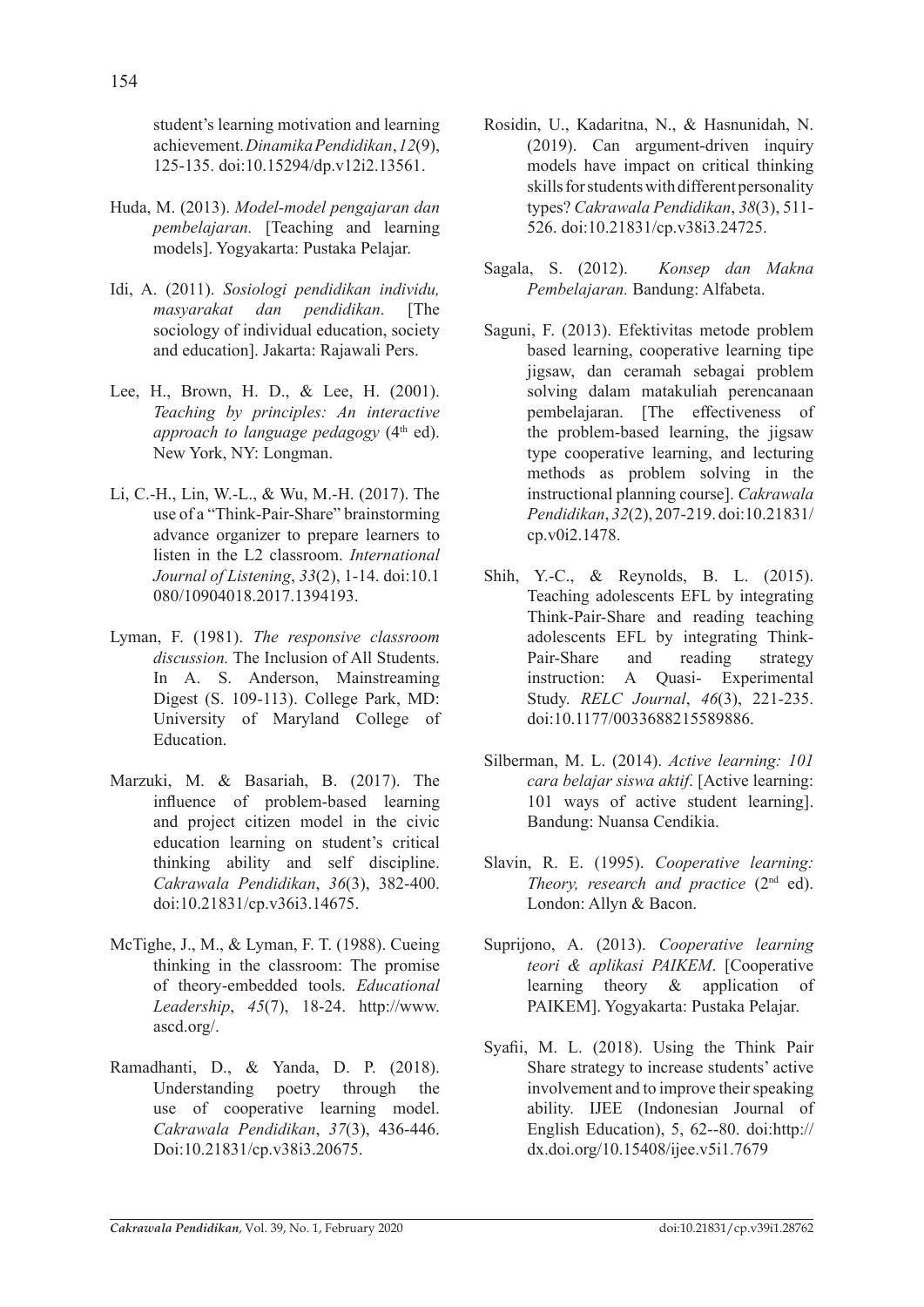student's learning motivation and learning achievement. *Dinamika Pendidikan*, *12*(9), 125-135. doi:10.15294/dp.v12i2.13561.

Huda, M. (2013). *Model-model pengajaran dan pembelajaran.* [Teaching and learning models]. Yogyakarta: Pustaka Pelajar.

Idi, A. (2011). *Sosiologi pendidikan individu, masyarakat dan pendidikan*. [The sociology of individual education, society and education]. Jakarta: Rajawali Pers.

Lee, H., Brown, H. D., & Lee, H. (2001). *Teaching by principles: An interactive approach to language pedagogy* (4th ed). New York, NY: Longman.

Li, C.-H., Lin, W.-L., & Wu, M.-H. (2017). The use of a "Think-Pair-Share" brainstorming advance organizer to prepare learners to listen in the L2 classroom. *International Journal of Listening*, *33*(2), 1-14. doi:10.1080/10904018.2017.1394193.

Lyman, F. (1981). *The responsive classroom discussion.* The Inclusion of All Students. In A. S. Anderson, Mainstreaming Digest (S. 109-113). College Park, MD: University of Maryland College of Education.

Marzuki, M. & Basariah, B. (2017). The influence of problem-based learning and project citizen model in the civic education learning on student's critical thinking ability and self discipline. *Cakrawala Pendidikan*, *36*(3), 382-400. doi:10.21831/cp.v36i3.14675.

McTighe, J., M., & Lyman, F. T. (1988). Cueing thinking in the classroom: The promise of theory-embedded tools. *Educational Leadership*, *45*(7), 18-24. http://www.ascd.org/.

Ramadhanti, D., & Yanda, D. P. (2018). Understanding poetry through the use of cooperative learning model. *Cakrawala Pendidikan*, *37*(3), 436-446. Doi:10.21831/cp.v38i3.20675.

Rosidin, U., Kadaritna, N., & Hasnunidah, N. (2019). Can argument-driven inquiry models have impact on critical thinking skills for students with different personality types? *Cakrawala Pendidikan*, *38*(3), 511-526. doi:10.21831/cp.v38i3.24725.

Sagala, S. (2012). *Konsep dan Makna Pembelajaran.* Bandung: Alfabeta.

Saguni, F. (2013). Efektivitas metode problem based learning, cooperative learning tipe jigsaw, dan ceramah sebagai problem solving dalam matakuliah perencanaan pembelajaran. [The effectiveness of the problem-based learning, the jigsaw type cooperative learning, and lecturing methods as problem solving in the instructional planning course]. *Cakrawala Pendidikan*, *32*(2), 207-219. doi:10.21831/cp.v0i2.1478.

Shih, Y.-C., & Reynolds, B. L. (2015). Teaching adolescents EFL by integrating Think-Pair-Share and reading teaching adolescents EFL by integrating Think-Pair-Share and reading strategy instruction: A Quasi- Experimental Study. *RELC Journal*, *46*(3), 221-235. doi:10.1177/0033688215589886.

Silberman, M. L. (2014). *Active learning: 101 cara belajar siswa aktif*. [Active learning: 101 ways of active student learning]. Bandung: Nuansa Cendikia.

Slavin, R. E. (1995). *Cooperative learning: Theory, research and practice* (2nd ed). London: Allyn & Bacon.

Suprijono, A. (2013). *Cooperative learning teori & aplikasi PAIKEM*. [Cooperative learning theory & application of PAIKEM]. Yogyakarta: Pustaka Pelajar.

Syafii, M. L. (2018). Using the Think Pair Share strategy to increase students' active involvement and to improve their speaking ability. IJEE (Indonesian Journal of English Education), 5, 62--80. doi:http://dx.doi.org/10.15408/ijee.v5i1.7679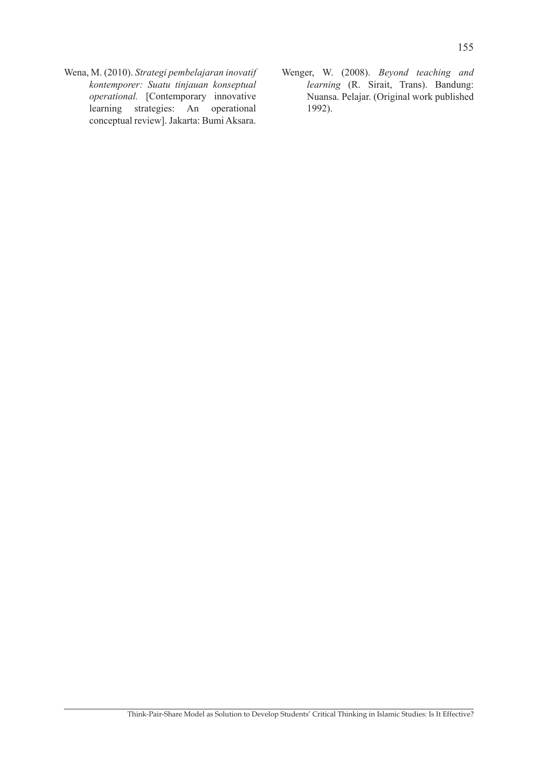Wena, M. (2010). *Strategi pembelajaran inovatif kontemporer: Suatu tinjauan konseptual operational.* [Contemporary innovative learning strategies: An operational conceptual review]. Jakarta: Bumi Aksara.

Wenger, W. (2008). *Beyond teaching and learning* (R. Sirait, Trans). Bandung: Nuansa. Pelajar. (Original work published 1992).